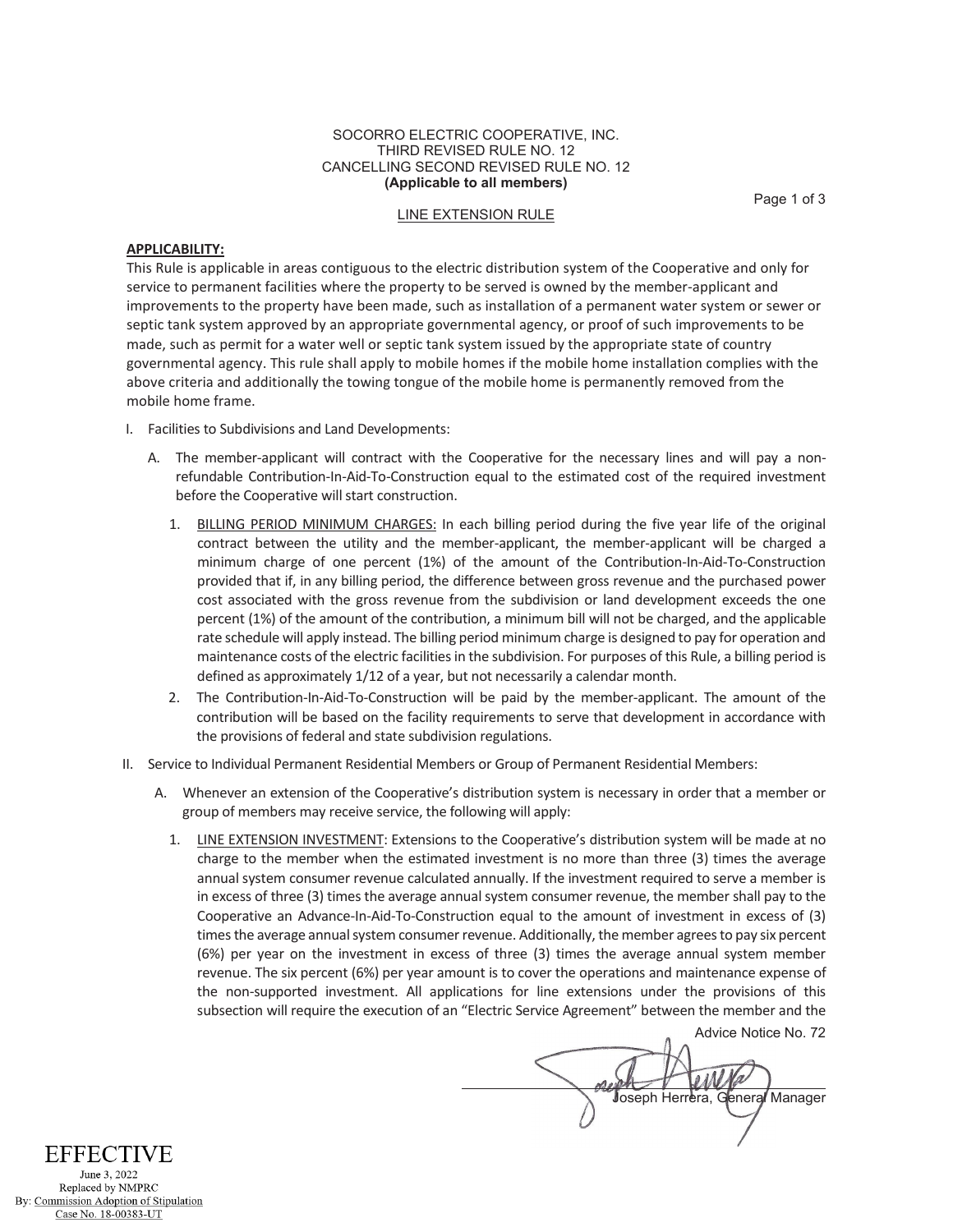SOCORRO ELECTRIC COOPERATIVE, INC.
THIRD REVISED RULE NO. 12
CANCELLING SECOND REVISED RULE NO. 12
**(Applicable to all members)**

LINE EXTENSION RULE

**APPLICABILITY:**
This Rule is applicable in areas contiguous to the electric distribution system of the Cooperative and only for service to permanent facilities where the property to be served is owned by the member-applicant and improvements to the property have been made, such as installation of a permanent water system or sewer or septic tank system approved by an appropriate governmental agency, or proof of such improvements to be made, such as permit for a water well or septic tank system issued by the appropriate state of country governmental agency. This rule shall apply to mobile homes if the mobile home installation complies with the above criteria and additionally the towing tongue of the mobile home is permanently removed from the mobile home frame.

I. Facilities to Subdivisions and Land Developments:

   A. The member-applicant will contract with the Cooperative for the necessary lines and will pay a non-refundable Contribution-In-Aid-To-Construction equal to the estimated cost of the required investment before the Cooperative will start construction.

      1. BILLING PERIOD MINIMUM CHARGES: In each billing period during the five year life of the original contract between the utility and the member-applicant, the member-applicant will be charged a minimum charge of one percent (1%) of the amount of the Contribution-In-Aid-To-Construction provided that if, in any billing period, the difference between gross revenue and the purchased power cost associated with the gross revenue from the subdivision or land development exceeds the one percent (1%) of the amount of the contribution, a minimum bill will not be charged, and the applicable rate schedule will apply instead. The billing period minimum charge is designed to pay for operation and maintenance costs of the electric facilities in the subdivision. For purposes of this Rule, a billing period is defined as approximately 1/12 of a year, but not necessarily a calendar month.
      2. The Contribution-In-Aid-To-Construction will be paid by the member-applicant. The amount of the contribution will be based on the facility requirements to serve that development in accordance with the provisions of federal and state subdivision regulations.

II. Service to Individual Permanent Residential Members or Group of Permanent Residential Members:

   A. Whenever an extension of the Cooperative's distribution system is necessary in order that a member or group of members may receive service, the following will apply:

      1. LINE EXTENSION INVESTMENT: Extensions to the Cooperative's distribution system will be made at no charge to the member when the estimated investment is no more than three (3) times the average annual system consumer revenue calculated annually. If the investment required to serve a member is in excess of three (3) times the average annual system consumer revenue, the member shall pay to the Cooperative an Advance-In-Aid-To-Construction equal to the amount of investment in excess of (3) times the average annual system consumer revenue. Additionally, the member agrees to pay six percent (6%) per year on the investment in excess of three (3) times the average annual system member revenue. The six percent (6%) per year amount is to cover the operations and maintenance expense of the non-supported investment. All applications for line extensions under the provisions of this subsection will require the execution of an "Electric Service Agreement" between the member and the

Advice Notice No. 72

Joseph Herrera, General Manager

EFFECTIVE
June 3, 2022
Replaced by NMPRC
By: Commission Adoption of Stipulation
Case No. 18-00383-UT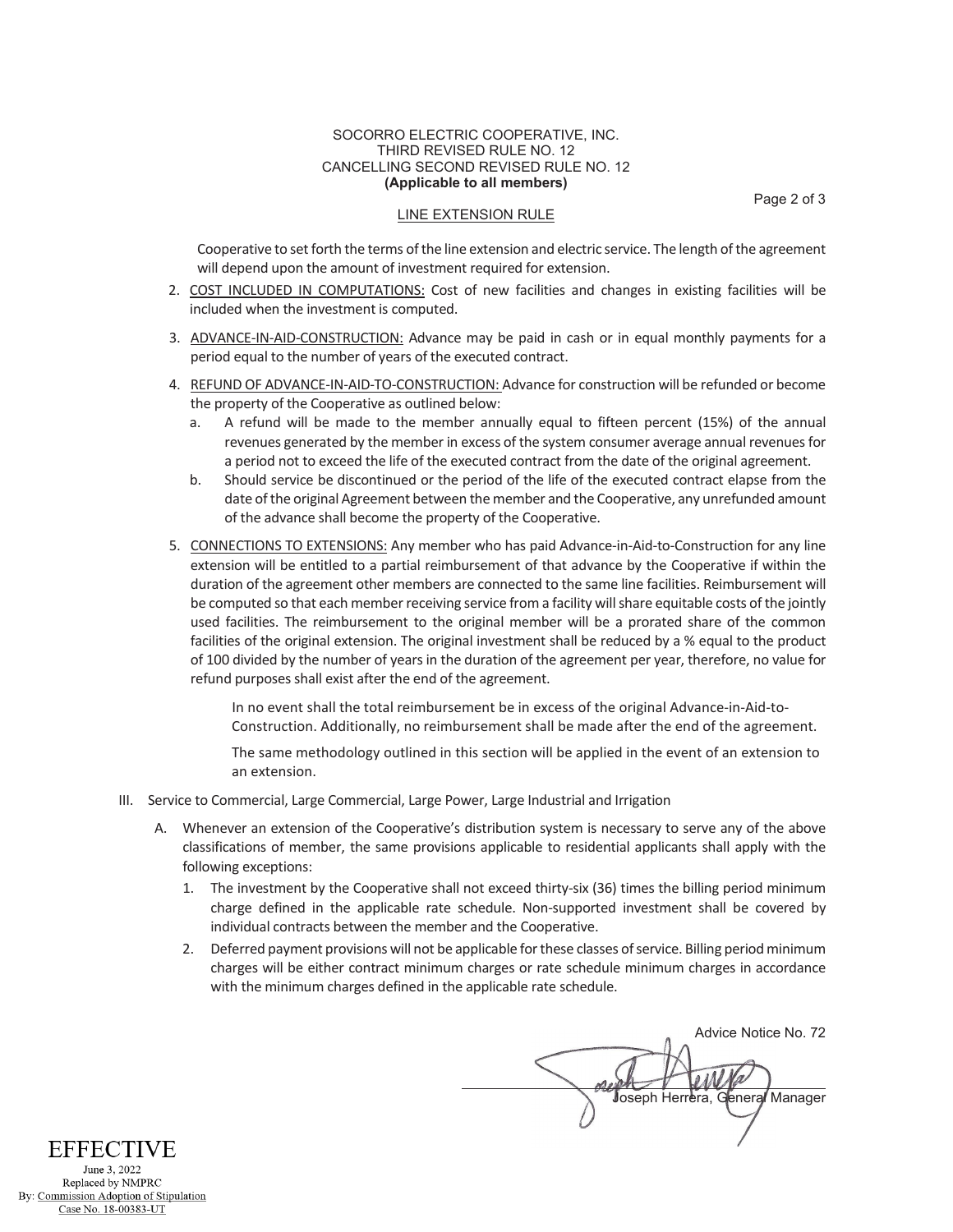SOCORRO ELECTRIC COOPERATIVE, INC.
THIRD REVISED RULE NO. 12
CANCELLING SECOND REVISED RULE NO. 12
**(Applicable to all members)**

LINE EXTENSION RULE

Cooperative to set forth the terms of the line extension and electric service. The length of the agreement will depend upon the amount of investment required for extension.

2. COST INCLUDED IN COMPUTATIONS: Cost of new facilities and changes in existing facilities will be included when the investment is computed.
3. ADVANCE-IN-AID-CONSTRUCTION: Advance may be paid in cash or in equal monthly payments for a period equal to the number of years of the executed contract.
4. REFUND OF ADVANCE-IN-AID-TO-CONSTRUCTION: Advance for construction will be refunded or become the property of the Cooperative as outlined below:
   a. A refund will be made to the member annually equal to fifteen percent (15%) of the annual revenues generated by the member in excess of the system consumer average annual revenues for a period not to exceed the life of the executed contract from the date of the original agreement.
   b. Should service be discontinued or the period of the life of the executed contract elapse from the date of the original Agreement between the member and the Cooperative, any unrefunded amount of the advance shall become the property of the Cooperative.
5. CONNECTIONS TO EXTENSIONS: Any member who has paid Advance-in-Aid-to-Construction for any line extension will be entitled to a partial reimbursement of that advance by the Cooperative if within the duration of the agreement other members are connected to the same line facilities. Reimbursement will be computed so that each member receiving service from a facility will share equitable costs of the jointly used facilities. The reimbursement to the original member will be a prorated share of the common facilities of the original extension. The original investment shall be reduced by a % equal to the product of 100 divided by the number of years in the duration of the agreement per year, therefore, no value for refund purposes shall exist after the end of the agreement.

   In no event shall the total reimbursement be in excess of the original Advance-in-Aid-to-Construction. Additionally, no reimbursement shall be made after the end of the agreement.

   The same methodology outlined in this section will be applied in the event of an extension to an extension.

III. Service to Commercial, Large Commercial, Large Power, Large Industrial and Irrigation

   A. Whenever an extension of the Cooperative's distribution system is necessary to serve any of the above classifications of member, the same provisions applicable to residential applicants shall apply with the following exceptions:
      1. The investment by the Cooperative shall not exceed thirty-six (36) times the billing period minimum charge defined in the applicable rate schedule. Non-supported investment shall be covered by individual contracts between the member and the Cooperative.
      2. Deferred payment provisions will not be applicable for these classes of service. Billing period minimum charges will be either contract minimum charges or rate schedule minimum charges in accordance with the minimum charges defined in the applicable rate schedule.

Advice Notice No. 72

Joseph Herrera, General Manager

EFFECTIVE
June 3, 2022
Replaced by NMPRC
By: Commission Adoption of Stipulation
Case No. 18-00383-UT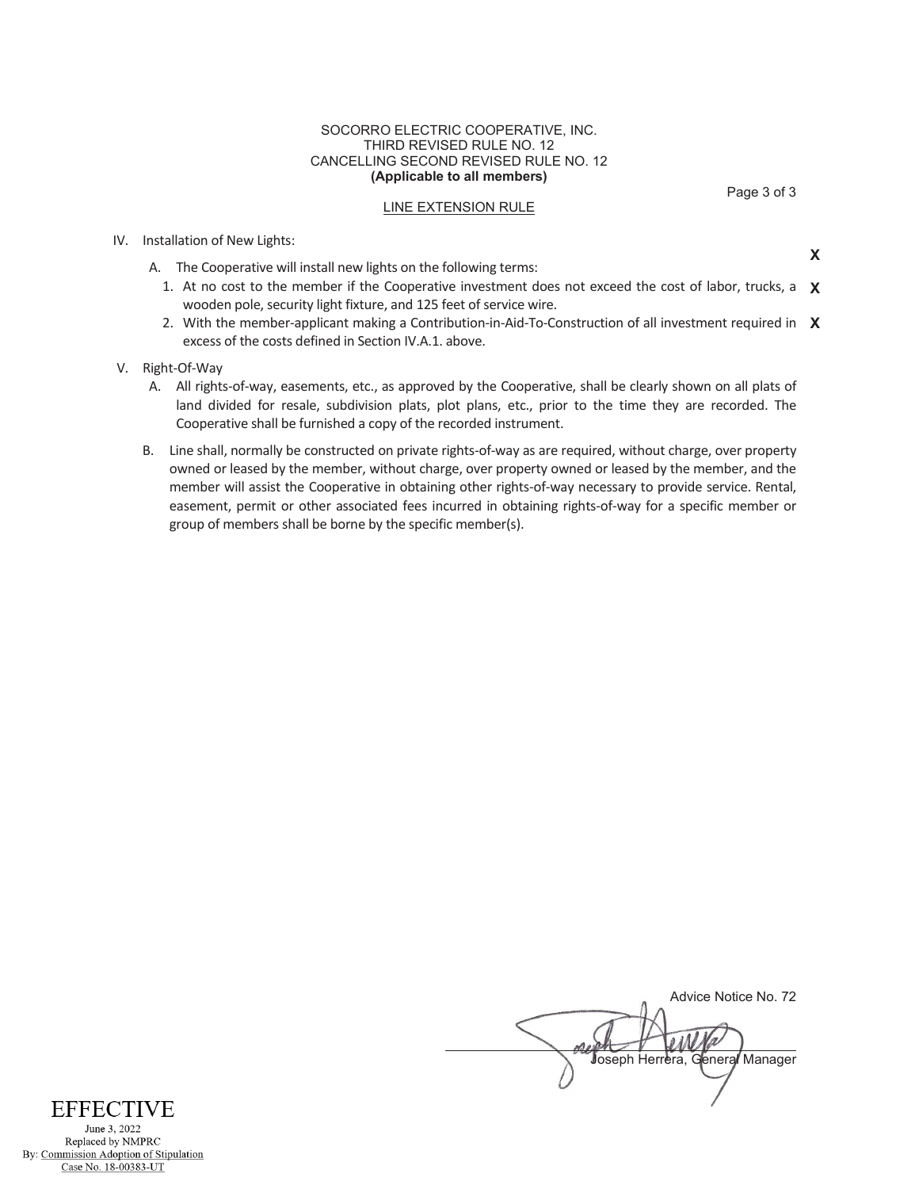SOCORRO ELECTRIC COOPERATIVE, INC.
THIRD REVISED RULE NO. 12
CANCELLING SECOND REVISED RULE NO. 12
**(Applicable to all members)**

LINE EXTENSION RULE

IV. Installation of New Lights:

A. The Cooperative will install new lights on the following terms: **X**

1. At no cost to the member if the Cooperative investment does not exceed the cost of labor, trucks, a wooden pole, security light fixture, and 125 feet of service wire. **X**
2. With the member-applicant making a Contribution-in-Aid-To-Construction of all investment required in excess of the costs defined in Section IV.A.1. above. **X**

V. Right-Of-Way

A. All rights-of-way, easements, etc., as approved by the Cooperative, shall be clearly shown on all plats of land divided for resale, subdivision plats, plot plans, etc., prior to the time they are recorded. The Cooperative shall be furnished a copy of the recorded instrument.

B. Line shall, normally be constructed on private rights-of-way as are required, without charge, over property owned or leased by the member, without charge, over property owned or leased by the member, and the member will assist the Cooperative in obtaining other rights-of-way necessary to provide service. Rental, easement, permit or other associated fees incurred in obtaining rights-of-way for a specific member or group of members shall be borne by the specific member(s).

Advice Notice No. 72

Joseph Herrera, General Manager

EFFECTIVE
June 3, 2022
Replaced by NMPRC
By: Commission Adoption of Stipulation
Case No. 18-00383-UT